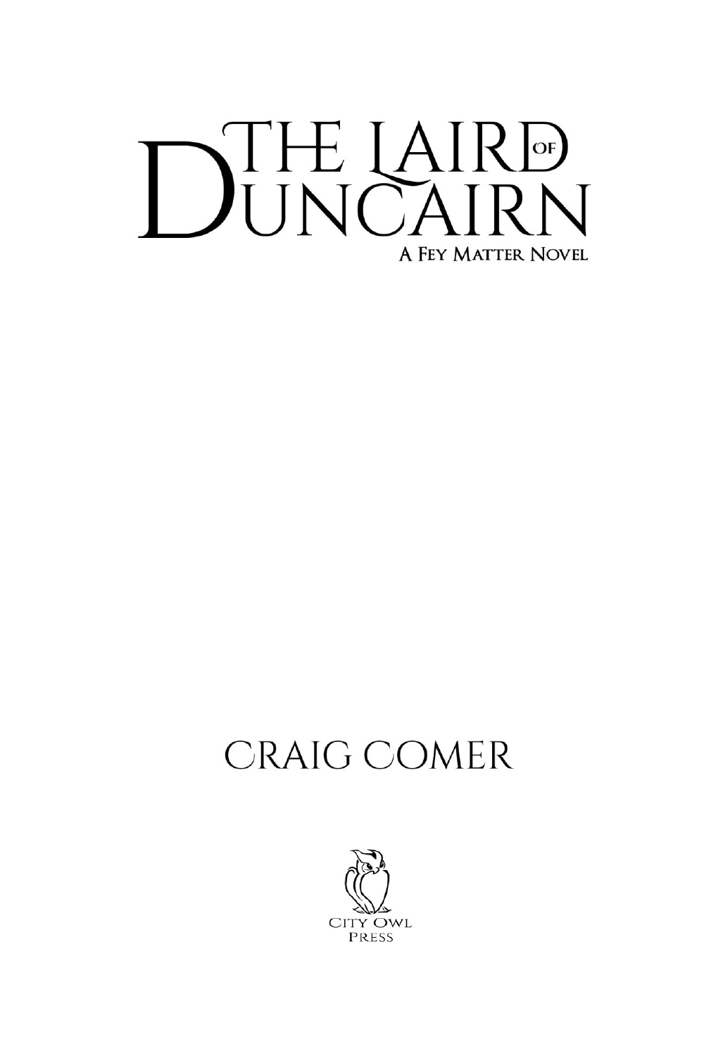# The Laird of Duncairn

## A Fey Matter Novel

Craig Comer

City Owl Press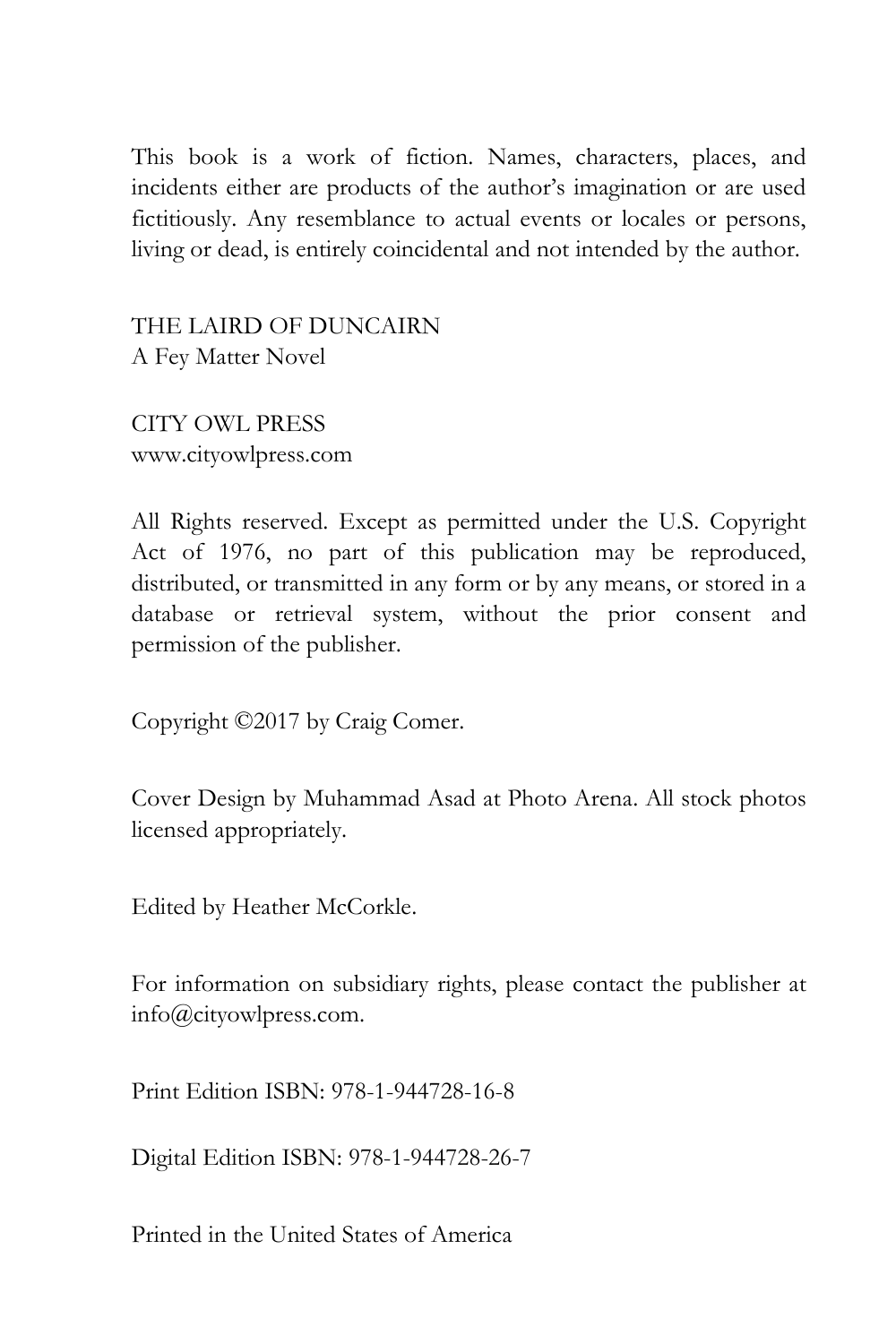This book is a work of fiction. Names, characters, places, and incidents either are products of the author's imagination or are used fictitiously. Any resemblance to actual events or locales or persons, living or dead, is entirely coincidental and not intended by the author.

THE LAIRD OF DUNCAIRN
A Fey Matter Novel

CITY OWL PRESS
www.cityowlpress.com

All Rights reserved. Except as permitted under the U.S. Copyright Act of 1976, no part of this publication may be reproduced, distributed, or transmitted in any form or by any means, or stored in a database or retrieval system, without the prior consent and permission of the publisher.

Copyright ©2017 by Craig Comer.

Cover Design by Muhammad Asad at Photo Arena. All stock photos licensed appropriately.

Edited by Heather McCorkle.

For information on subsidiary rights, please contact the publisher at info@cityowlpress.com.

Print Edition ISBN: 978-1-944728-16-8

Digital Edition ISBN: 978-1-944728-26-7

Printed in the United States of America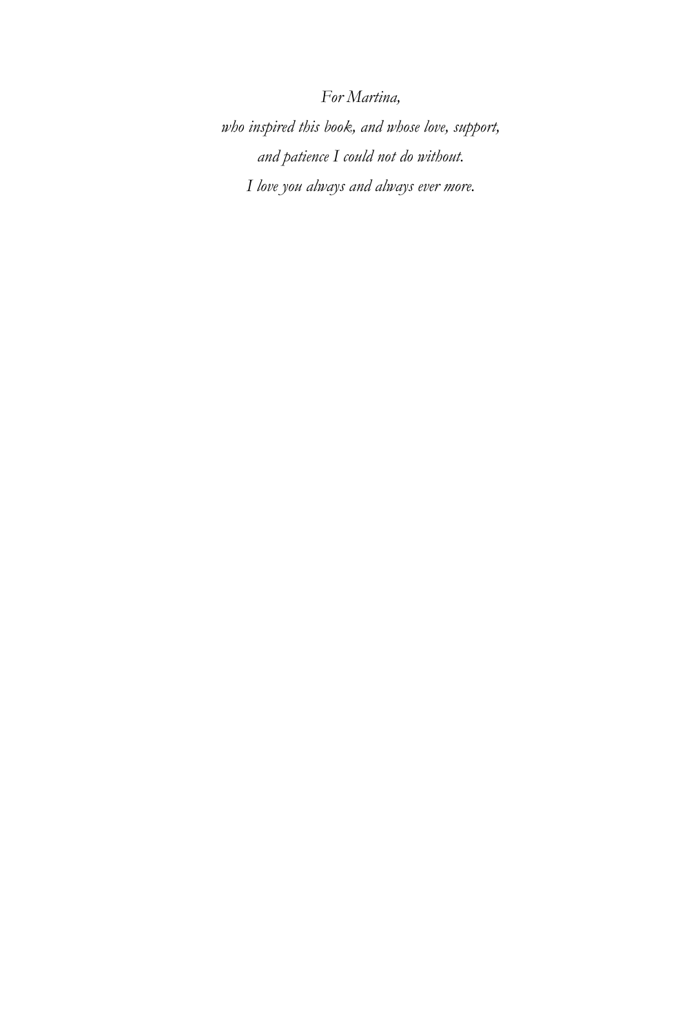*For Martina,*

*who inspired this book, and whose love, support,*

*and patience I could not do without.*

*I love you always and always ever more.*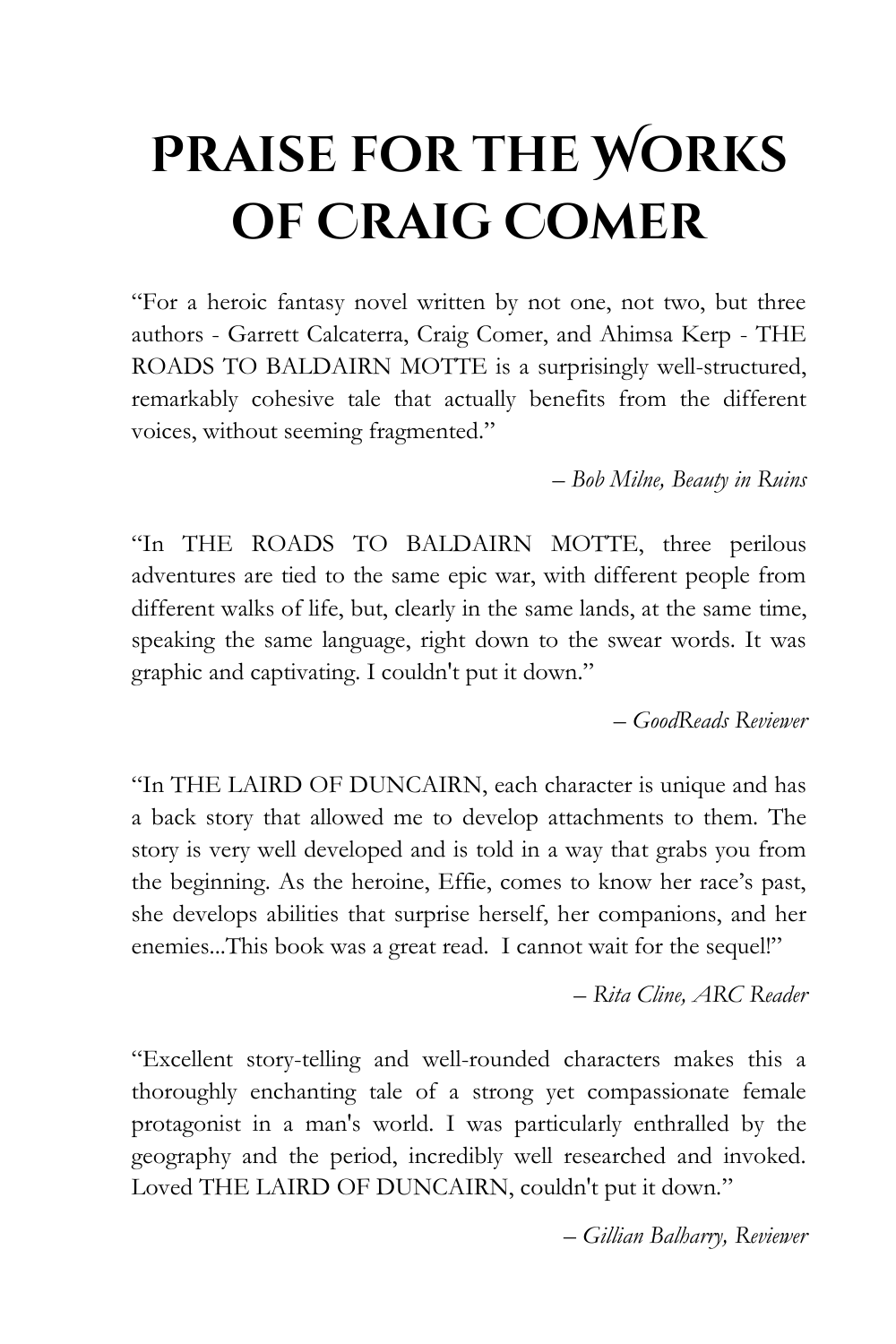# PRAISE FOR THE WORKS OF CRAIG COMER

"For a heroic fantasy novel written by not one, not two, but three authors - Garrett Calcaterra, Craig Comer, and Ahimsa Kerp - THE ROADS TO BALDAIRN MOTTE is a surprisingly well-structured, remarkably cohesive tale that actually benefits from the different voices, without seeming fragmented."

*– Bob Milne, Beauty in Ruins*

"In THE ROADS TO BALDAIRN MOTTE, three perilous adventures are tied to the same epic war, with different people from different walks of life, but, clearly in the same lands, at the same time, speaking the same language, right down to the swear words. It was graphic and captivating. I couldn't put it down."

*– GoodReads Reviewer*

"In THE LAIRD OF DUNCAIRN, each character is unique and has a back story that allowed me to develop attachments to them. The story is very well developed and is told in a way that grabs you from the beginning. As the heroine, Effie, comes to know her race's past, she develops abilities that surprise herself, her companions, and her enemies...This book was a great read. I cannot wait for the sequel!"

*– Rita Cline, ARC Reader*

"Excellent story-telling and well-rounded characters makes this a thoroughly enchanting tale of a strong yet compassionate female protagonist in a man's world. I was particularly enthralled by the geography and the period, incredibly well researched and invoked. Loved THE LAIRD OF DUNCAIRN, couldn't put it down."

*– Gillian Balharry, Reviewer*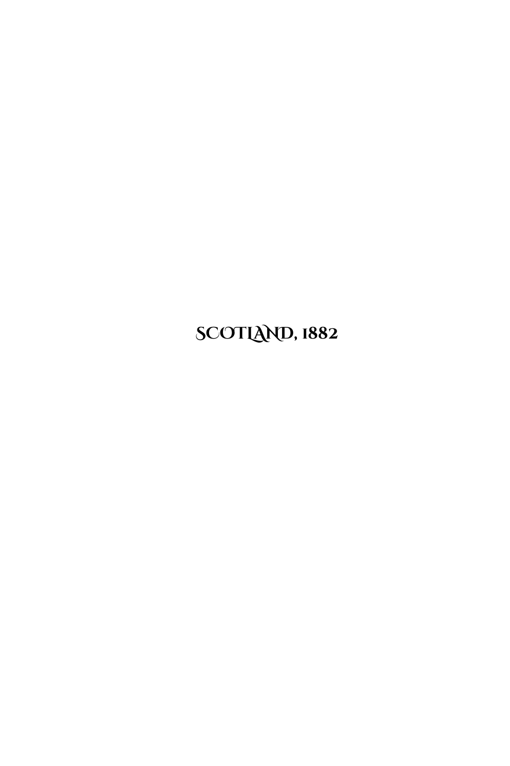# SCOTLAND, 1882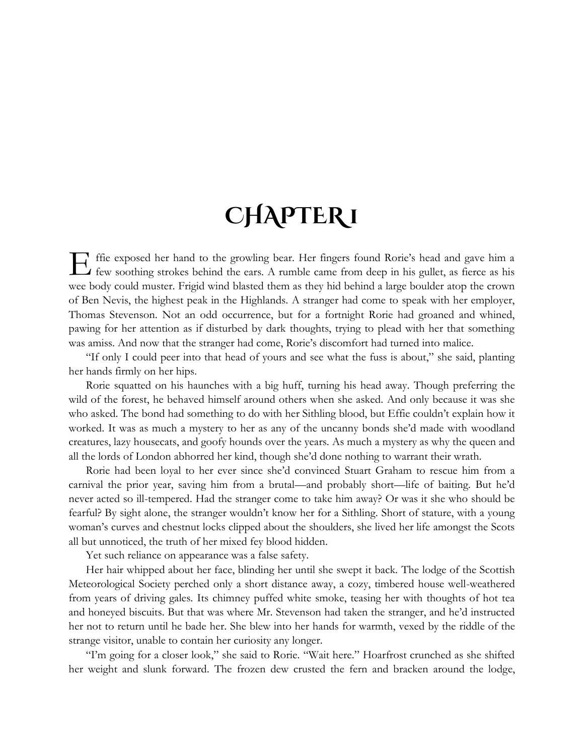# Chapter 1

Effie exposed her hand to the growling bear. Her fingers found Rorie's head and gave him a few soothing strokes behind the ears. A rumble came from deep in his gullet, as fierce as his wee body could muster. Frigid wind blasted them as they hid behind a large boulder atop the crown of Ben Nevis, the highest peak in the Highlands. A stranger had come to speak with her employer, Thomas Stevenson. Not an odd occurrence, but for a fortnight Rorie had groaned and whined, pawing for her attention as if disturbed by dark thoughts, trying to plead with her that something was amiss. And now that the stranger had come, Rorie's discomfort had turned into malice.

"If only I could peer into that head of yours and see what the fuss is about," she said, planting her hands firmly on her hips.

Rorie squatted on his haunches with a big huff, turning his head away. Though preferring the wild of the forest, he behaved himself around others when she asked. And only because it was she who asked. The bond had something to do with her Sithling blood, but Effie couldn't explain how it worked. It was as much a mystery to her as any of the uncanny bonds she'd made with woodland creatures, lazy housecats, and goofy hounds over the years. As much a mystery as why the queen and all the lords of London abhorred her kind, though she'd done nothing to warrant their wrath.

Rorie had been loyal to her ever since she'd convinced Stuart Graham to rescue him from a carnival the prior year, saving him from a brutal—and probably short—life of baiting. But he'd never acted so ill-tempered. Had the stranger come to take him away? Or was it she who should be fearful? By sight alone, the stranger wouldn't know her for a Sithling. Short of stature, with a young woman's curves and chestnut locks clipped about the shoulders, she lived her life amongst the Scots all but unnoticed, the truth of her mixed fey blood hidden.

Yet such reliance on appearance was a false safety.

Her hair whipped about her face, blinding her until she swept it back. The lodge of the Scottish Meteorological Society perched only a short distance away, a cozy, timbered house well-weathered from years of driving gales. Its chimney puffed white smoke, teasing her with thoughts of hot tea and honeyed biscuits. But that was where Mr. Stevenson had taken the stranger, and he'd instructed her not to return until he bade her. She blew into her hands for warmth, vexed by the riddle of the strange visitor, unable to contain her curiosity any longer.

"I'm going for a closer look," she said to Rorie. "Wait here." Hoarfrost crunched as she shifted her weight and slunk forward. The frozen dew crusted the fern and bracken around the lodge,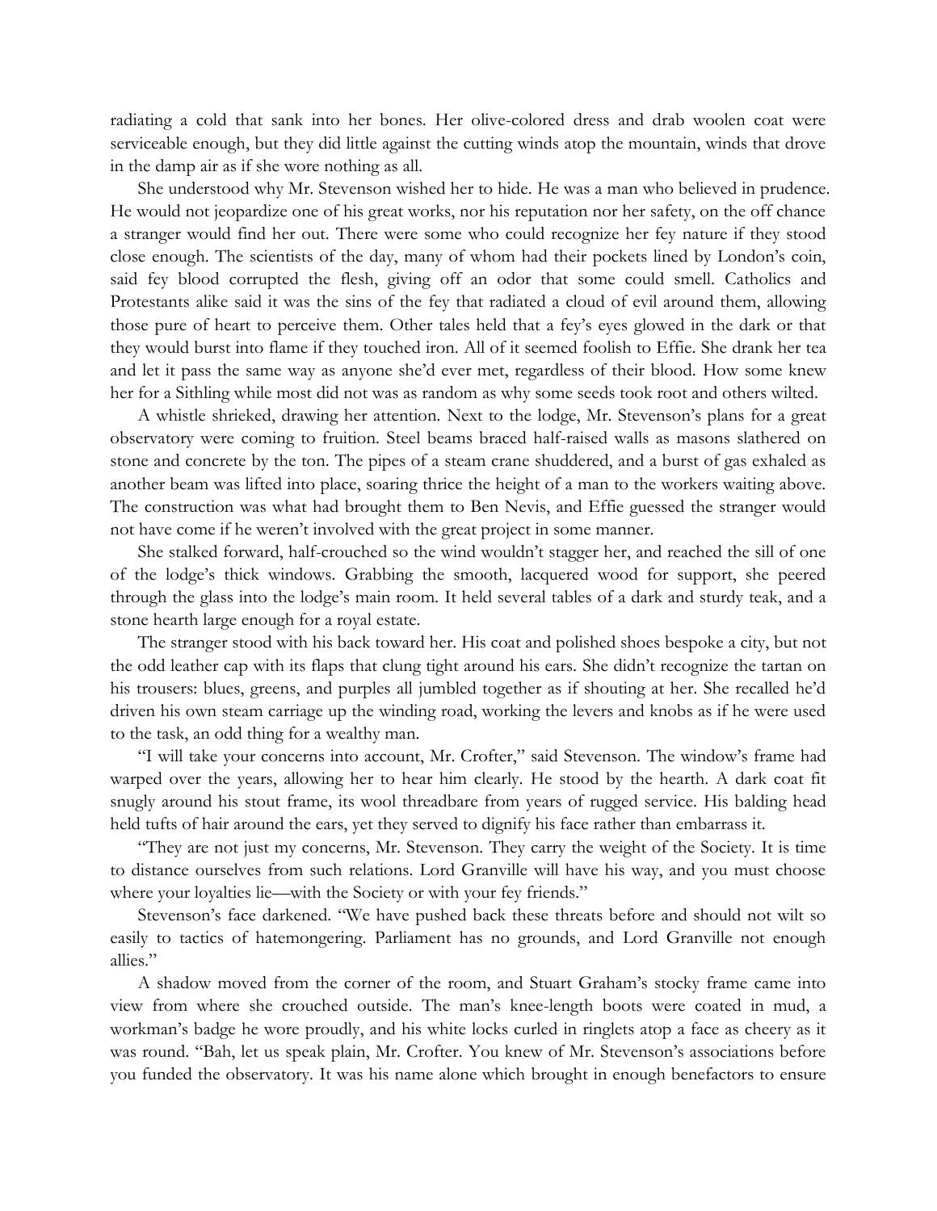radiating a cold that sank into her bones. Her olive-colored dress and drab woolen coat were serviceable enough, but they did little against the cutting winds atop the mountain, winds that drove in the damp air as if she wore nothing as all.

She understood why Mr. Stevenson wished her to hide. He was a man who believed in prudence. He would not jeopardize one of his great works, nor his reputation nor her safety, on the off chance a stranger would find her out. There were some who could recognize her fey nature if they stood close enough. The scientists of the day, many of whom had their pockets lined by London's coin, said fey blood corrupted the flesh, giving off an odor that some could smell. Catholics and Protestants alike said it was the sins of the fey that radiated a cloud of evil around them, allowing those pure of heart to perceive them. Other tales held that a fey's eyes glowed in the dark or that they would burst into flame if they touched iron. All of it seemed foolish to Effie. She drank her tea and let it pass the same way as anyone she'd ever met, regardless of their blood. How some knew her for a Sithling while most did not was as random as why some seeds took root and others wilted.

A whistle shrieked, drawing her attention. Next to the lodge, Mr. Stevenson's plans for a great observatory were coming to fruition. Steel beams braced half-raised walls as masons slathered on stone and concrete by the ton. The pipes of a steam crane shuddered, and a burst of gas exhaled as another beam was lifted into place, soaring thrice the height of a man to the workers waiting above. The construction was what had brought them to Ben Nevis, and Effie guessed the stranger would not have come if he weren't involved with the great project in some manner.

She stalked forward, half-crouched so the wind wouldn't stagger her, and reached the sill of one of the lodge's thick windows. Grabbing the smooth, lacquered wood for support, she peered through the glass into the lodge's main room. It held several tables of a dark and sturdy teak, and a stone hearth large enough for a royal estate.

The stranger stood with his back toward her. His coat and polished shoes bespoke a city, but not the odd leather cap with its flaps that clung tight around his ears. She didn't recognize the tartan on his trousers: blues, greens, and purples all jumbled together as if shouting at her. She recalled he'd driven his own steam carriage up the winding road, working the levers and knobs as if he were used to the task, an odd thing for a wealthy man.

"I will take your concerns into account, Mr. Crofter," said Stevenson. The window's frame had warped over the years, allowing her to hear him clearly. He stood by the hearth. A dark coat fit snugly around his stout frame, its wool threadbare from years of rugged service. His balding head held tufts of hair around the ears, yet they served to dignify his face rather than embarrass it.

"They are not just my concerns, Mr. Stevenson. They carry the weight of the Society. It is time to distance ourselves from such relations. Lord Granville will have his way, and you must choose where your loyalties lie—with the Society or with your fey friends."

Stevenson's face darkened. "We have pushed back these threats before and should not wilt so easily to tactics of hatemongering. Parliament has no grounds, and Lord Granville not enough allies."

A shadow moved from the corner of the room, and Stuart Graham's stocky frame came into view from where she crouched outside. The man's knee-length boots were coated in mud, a workman's badge he wore proudly, and his white locks curled in ringlets atop a face as cheery as it was round. "Bah, let us speak plain, Mr. Crofter. You knew of Mr. Stevenson's associations before you funded the observatory. It was his name alone which brought in enough benefactors to ensure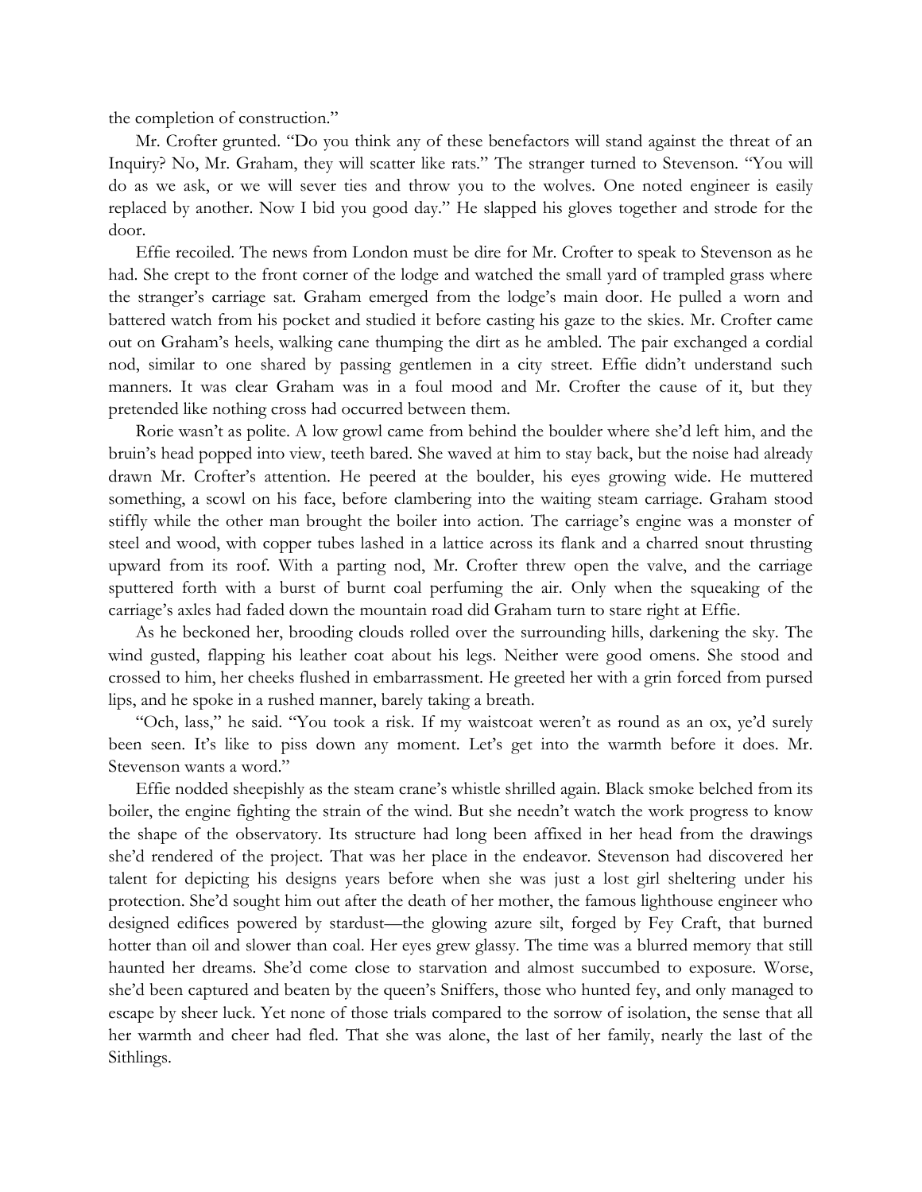the completion of construction."

Mr. Crofter grunted. "Do you think any of these benefactors will stand against the threat of an Inquiry? No, Mr. Graham, they will scatter like rats." The stranger turned to Stevenson. "You will do as we ask, or we will sever ties and throw you to the wolves. One noted engineer is easily replaced by another. Now I bid you good day." He slapped his gloves together and strode for the door.

Effie recoiled. The news from London must be dire for Mr. Crofter to speak to Stevenson as he had. She crept to the front corner of the lodge and watched the small yard of trampled grass where the stranger's carriage sat. Graham emerged from the lodge's main door. He pulled a worn and battered watch from his pocket and studied it before casting his gaze to the skies. Mr. Crofter came out on Graham's heels, walking cane thumping the dirt as he ambled. The pair exchanged a cordial nod, similar to one shared by passing gentlemen in a city street. Effie didn't understand such manners. It was clear Graham was in a foul mood and Mr. Crofter the cause of it, but they pretended like nothing cross had occurred between them.

Rorie wasn't as polite. A low growl came from behind the boulder where she'd left him, and the bruin's head popped into view, teeth bared. She waved at him to stay back, but the noise had already drawn Mr. Crofter's attention. He peered at the boulder, his eyes growing wide. He muttered something, a scowl on his face, before clambering into the waiting steam carriage. Graham stood stiffly while the other man brought the boiler into action. The carriage's engine was a monster of steel and wood, with copper tubes lashed in a lattice across its flank and a charred snout thrusting upward from its roof. With a parting nod, Mr. Crofter threw open the valve, and the carriage sputtered forth with a burst of burnt coal perfuming the air. Only when the squeaking of the carriage's axles had faded down the mountain road did Graham turn to stare right at Effie.

As he beckoned her, brooding clouds rolled over the surrounding hills, darkening the sky. The wind gusted, flapping his leather coat about his legs. Neither were good omens. She stood and crossed to him, her cheeks flushed in embarrassment. He greeted her with a grin forced from pursed lips, and he spoke in a rushed manner, barely taking a breath.

"Och, lass," he said. "You took a risk. If my waistcoat weren't as round as an ox, ye'd surely been seen. It's like to piss down any moment. Let's get into the warmth before it does. Mr. Stevenson wants a word."

Effie nodded sheepishly as the steam crane's whistle shrilled again. Black smoke belched from its boiler, the engine fighting the strain of the wind. But she needn't watch the work progress to know the shape of the observatory. Its structure had long been affixed in her head from the drawings she'd rendered of the project. That was her place in the endeavor. Stevenson had discovered her talent for depicting his designs years before when she was just a lost girl sheltering under his protection. She'd sought him out after the death of her mother, the famous lighthouse engineer who designed edifices powered by stardust—the glowing azure silt, forged by Fey Craft, that burned hotter than oil and slower than coal. Her eyes grew glassy. The time was a blurred memory that still haunted her dreams. She'd come close to starvation and almost succumbed to exposure. Worse, she'd been captured and beaten by the queen's Sniffers, those who hunted fey, and only managed to escape by sheer luck. Yet none of those trials compared to the sorrow of isolation, the sense that all her warmth and cheer had fled. That she was alone, the last of her family, nearly the last of the Sithlings.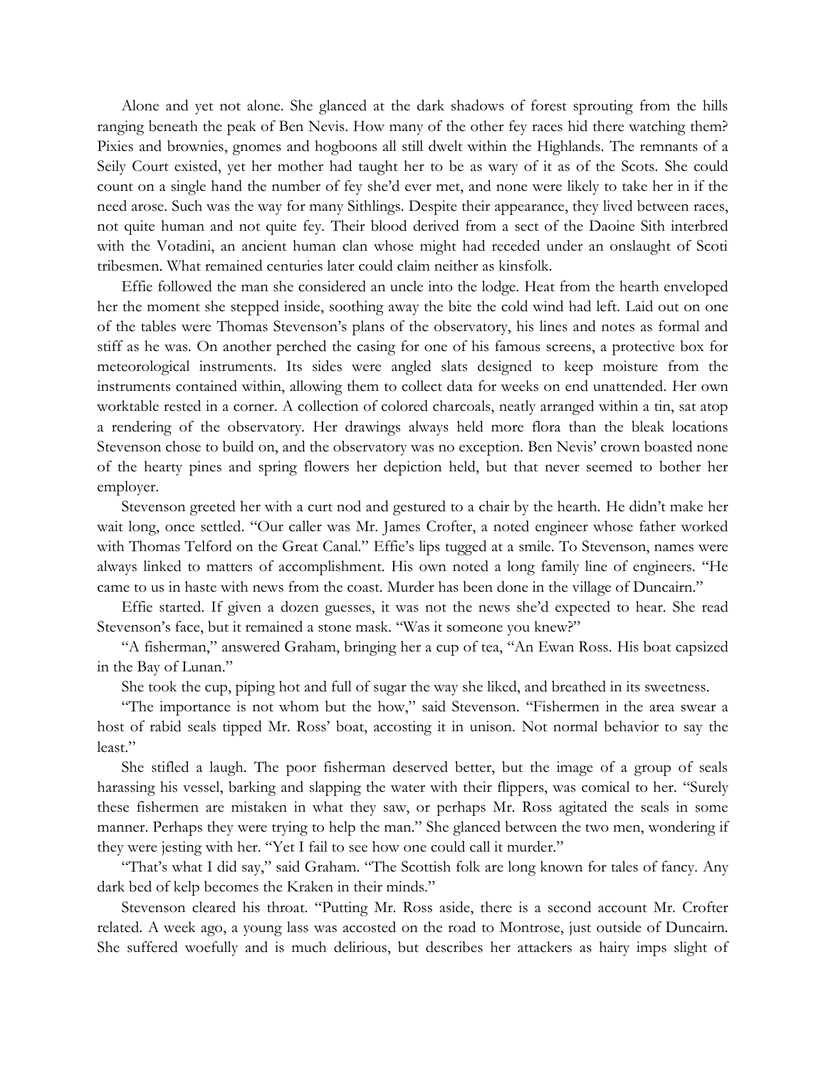Alone and yet not alone. She glanced at the dark shadows of forest sprouting from the hills ranging beneath the peak of Ben Nevis. How many of the other fey races hid there watching them? Pixies and brownies, gnomes and hogboons all still dwelt within the Highlands. The remnants of a Seily Court existed, yet her mother had taught her to be as wary of it as of the Scots. She could count on a single hand the number of fey she'd ever met, and none were likely to take her in if the need arose. Such was the way for many Sithlings. Despite their appearance, they lived between races, not quite human and not quite fey. Their blood derived from a sect of the Daoine Sith interbred with the Votadini, an ancient human clan whose might had receded under an onslaught of Scoti tribesmen. What remained centuries later could claim neither as kinsfolk.

Effie followed the man she considered an uncle into the lodge. Heat from the hearth enveloped her the moment she stepped inside, soothing away the bite the cold wind had left. Laid out on one of the tables were Thomas Stevenson's plans of the observatory, his lines and notes as formal and stiff as he was. On another perched the casing for one of his famous screens, a protective box for meteorological instruments. Its sides were angled slats designed to keep moisture from the instruments contained within, allowing them to collect data for weeks on end unattended. Her own worktable rested in a corner. A collection of colored charcoals, neatly arranged within a tin, sat atop a rendering of the observatory. Her drawings always held more flora than the bleak locations Stevenson chose to build on, and the observatory was no exception. Ben Nevis' crown boasted none of the hearty pines and spring flowers her depiction held, but that never seemed to bother her employer.

Stevenson greeted her with a curt nod and gestured to a chair by the hearth. He didn't make her wait long, once settled. "Our caller was Mr. James Crofter, a noted engineer whose father worked with Thomas Telford on the Great Canal." Effie's lips tugged at a smile. To Stevenson, names were always linked to matters of accomplishment. His own noted a long family line of engineers. "He came to us in haste with news from the coast. Murder has been done in the village of Duncairn."

Effie started. If given a dozen guesses, it was not the news she'd expected to hear. She read Stevenson's face, but it remained a stone mask. "Was it someone you knew?"

"A fisherman," answered Graham, bringing her a cup of tea, "An Ewan Ross. His boat capsized in the Bay of Lunan."

She took the cup, piping hot and full of sugar the way she liked, and breathed in its sweetness.

"The importance is not whom but the how," said Stevenson. "Fishermen in the area swear a host of rabid seals tipped Mr. Ross' boat, accosting it in unison. Not normal behavior to say the least."

She stifled a laugh. The poor fisherman deserved better, but the image of a group of seals harassing his vessel, barking and slapping the water with their flippers, was comical to her. "Surely these fishermen are mistaken in what they saw, or perhaps Mr. Ross agitated the seals in some manner. Perhaps they were trying to help the man." She glanced between the two men, wondering if they were jesting with her. "Yet I fail to see how one could call it murder."

"That's what I did say," said Graham. "The Scottish folk are long known for tales of fancy. Any dark bed of kelp becomes the Kraken in their minds."

Stevenson cleared his throat. "Putting Mr. Ross aside, there is a second account Mr. Crofter related. A week ago, a young lass was accosted on the road to Montrose, just outside of Duncairn. She suffered woefully and is much delirious, but describes her attackers as hairy imps slight of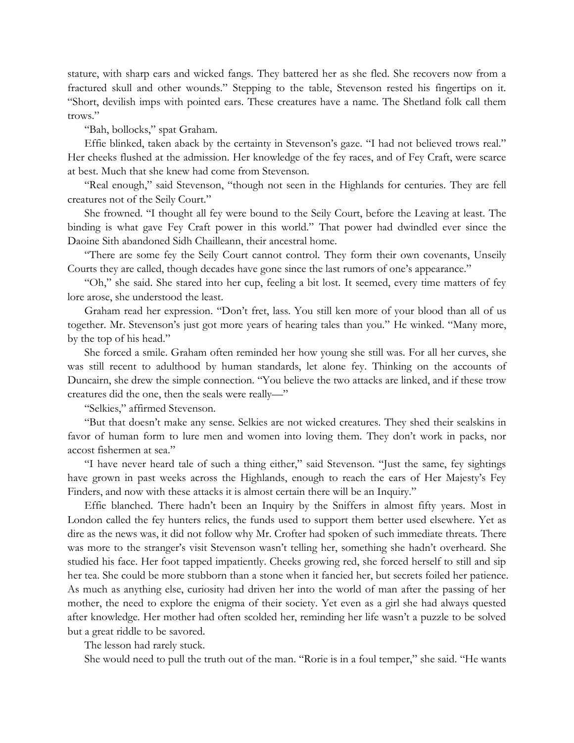stature, with sharp ears and wicked fangs. They battered her as she fled. She recovers now from a fractured skull and other wounds." Stepping to the table, Stevenson rested his fingertips on it. "Short, devilish imps with pointed ears. These creatures have a name. The Shetland folk call them trows."

"Bah, bollocks," spat Graham.

Effie blinked, taken aback by the certainty in Stevenson's gaze. "I had not believed trows real." Her cheeks flushed at the admission. Her knowledge of the fey races, and of Fey Craft, were scarce at best. Much that she knew had come from Stevenson.

"Real enough," said Stevenson, "though not seen in the Highlands for centuries. They are fell creatures not of the Seily Court."

She frowned. "I thought all fey were bound to the Seily Court, before the Leaving at least. The binding is what gave Fey Craft power in this world." That power had dwindled ever since the Daoine Sith abandoned Sidh Chailleann, their ancestral home.

"There are some fey the Seily Court cannot control. They form their own covenants, Unseily Courts they are called, though decades have gone since the last rumors of one's appearance."

"Oh," she said. She stared into her cup, feeling a bit lost. It seemed, every time matters of fey lore arose, she understood the least.

Graham read her expression. "Don't fret, lass. You still ken more of your blood than all of us together. Mr. Stevenson's just got more years of hearing tales than you." He winked. "Many more, by the top of his head."

She forced a smile. Graham often reminded her how young she still was. For all her curves, she was still recent to adulthood by human standards, let alone fey. Thinking on the accounts of Duncairn, she drew the simple connection. "You believe the two attacks are linked, and if these trow creatures did the one, then the seals were really—"

"Selkies," affirmed Stevenson.

"But that doesn't make any sense. Selkies are not wicked creatures. They shed their sealskins in favor of human form to lure men and women into loving them. They don't work in packs, nor accost fishermen at sea."

"I have never heard tale of such a thing either," said Stevenson. "Just the same, fey sightings have grown in past weeks across the Highlands, enough to reach the ears of Her Majesty's Fey Finders, and now with these attacks it is almost certain there will be an Inquiry."

Effie blanched. There hadn't been an Inquiry by the Sniffers in almost fifty years. Most in London called the fey hunters relics, the funds used to support them better used elsewhere. Yet as dire as the news was, it did not follow why Mr. Crofter had spoken of such immediate threats. There was more to the stranger's visit Stevenson wasn't telling her, something she hadn't overheard. She studied his face. Her foot tapped impatiently. Cheeks growing red, she forced herself to still and sip her tea. She could be more stubborn than a stone when it fancied her, but secrets foiled her patience. As much as anything else, curiosity had driven her into the world of man after the passing of her mother, the need to explore the enigma of their society. Yet even as a girl she had always quested after knowledge. Her mother had often scolded her, reminding her life wasn't a puzzle to be solved but a great riddle to be savored.

The lesson had rarely stuck.

She would need to pull the truth out of the man. "Rorie is in a foul temper," she said. "He wants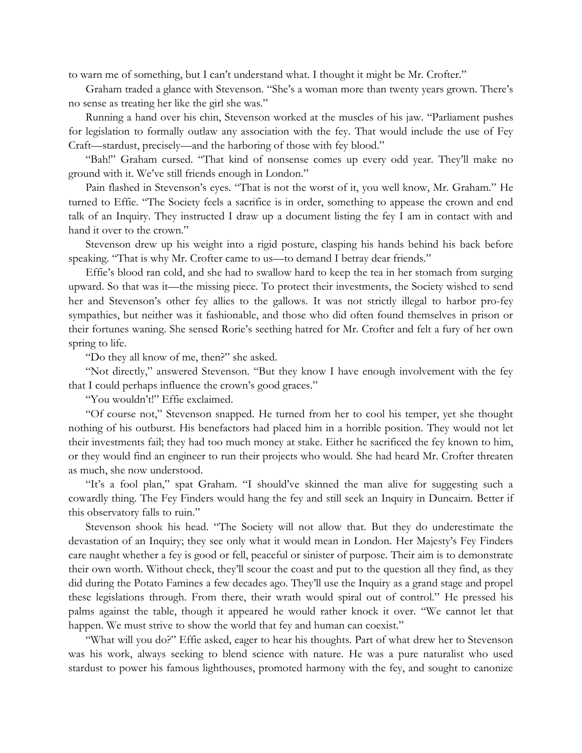to warn me of something, but I can't understand what. I thought it might be Mr. Crofter."

Graham traded a glance with Stevenson. "She's a woman more than twenty years grown. There's no sense as treating her like the girl she was."

Running a hand over his chin, Stevenson worked at the muscles of his jaw. "Parliament pushes for legislation to formally outlaw any association with the fey. That would include the use of Fey Craft—stardust, precisely—and the harboring of those with fey blood."

"Bah!" Graham cursed. "That kind of nonsense comes up every odd year. They'll make no ground with it. We've still friends enough in London."

Pain flashed in Stevenson's eyes. "That is not the worst of it, you well know, Mr. Graham." He turned to Effie. "The Society feels a sacrifice is in order, something to appease the crown and end talk of an Inquiry. They instructed I draw up a document listing the fey I am in contact with and hand it over to the crown."

Stevenson drew up his weight into a rigid posture, clasping his hands behind his back before speaking. "That is why Mr. Crofter came to us—to demand I betray dear friends."

Effie's blood ran cold, and she had to swallow hard to keep the tea in her stomach from surging upward. So that was it—the missing piece. To protect their investments, the Society wished to send her and Stevenson's other fey allies to the gallows. It was not strictly illegal to harbor pro-fey sympathies, but neither was it fashionable, and those who did often found themselves in prison or their fortunes waning. She sensed Rorie's seething hatred for Mr. Crofter and felt a fury of her own spring to life.

"Do they all know of me, then?" she asked.

"Not directly," answered Stevenson. "But they know I have enough involvement with the fey that I could perhaps influence the crown's good graces."

"You wouldn't!" Effie exclaimed.

"Of course not," Stevenson snapped. He turned from her to cool his temper, yet she thought nothing of his outburst. His benefactors had placed him in a horrible position. They would not let their investments fail; they had too much money at stake. Either he sacrificed the fey known to him, or they would find an engineer to run their projects who would. She had heard Mr. Crofter threaten as much, she now understood.

"It's a fool plan," spat Graham. "I should've skinned the man alive for suggesting such a cowardly thing. The Fey Finders would hang the fey and still seek an Inquiry in Duncairn. Better if this observatory falls to ruin."

Stevenson shook his head. "The Society will not allow that. But they do underestimate the devastation of an Inquiry; they see only what it would mean in London. Her Majesty's Fey Finders care naught whether a fey is good or fell, peaceful or sinister of purpose. Their aim is to demonstrate their own worth. Without check, they'll scour the coast and put to the question all they find, as they did during the Potato Famines a few decades ago. They'll use the Inquiry as a grand stage and propel these legislations through. From there, their wrath would spiral out of control." He pressed his palms against the table, though it appeared he would rather knock it over. "We cannot let that happen. We must strive to show the world that fey and human can coexist."

"What will you do?" Effie asked, eager to hear his thoughts. Part of what drew her to Stevenson was his work, always seeking to blend science with nature. He was a pure naturalist who used stardust to power his famous lighthouses, promoted harmony with the fey, and sought to canonize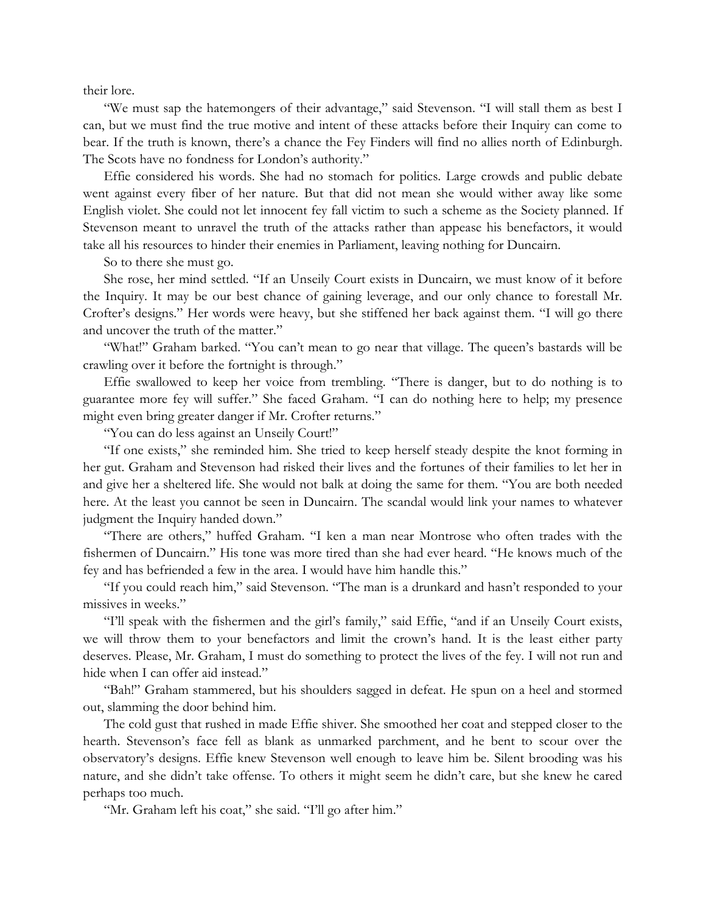their lore.

"We must sap the hatemongers of their advantage," said Stevenson. "I will stall them as best I can, but we must find the true motive and intent of these attacks before their Inquiry can come to bear. If the truth is known, there's a chance the Fey Finders will find no allies north of Edinburgh. The Scots have no fondness for London's authority."

Effie considered his words. She had no stomach for politics. Large crowds and public debate went against every fiber of her nature. But that did not mean she would wither away like some English violet. She could not let innocent fey fall victim to such a scheme as the Society planned. If Stevenson meant to unravel the truth of the attacks rather than appease his benefactors, it would take all his resources to hinder their enemies in Parliament, leaving nothing for Duncairn.

So to there she must go.

She rose, her mind settled. "If an Unseily Court exists in Duncairn, we must know of it before the Inquiry. It may be our best chance of gaining leverage, and our only chance to forestall Mr. Crofter's designs." Her words were heavy, but she stiffened her back against them. "I will go there and uncover the truth of the matter."

"What!" Graham barked. "You can't mean to go near that village. The queen's bastards will be crawling over it before the fortnight is through."

Effie swallowed to keep her voice from trembling. "There is danger, but to do nothing is to guarantee more fey will suffer." She faced Graham. "I can do nothing here to help; my presence might even bring greater danger if Mr. Crofter returns."

"You can do less against an Unseily Court!"

"If one exists," she reminded him. She tried to keep herself steady despite the knot forming in her gut. Graham and Stevenson had risked their lives and the fortunes of their families to let her in and give her a sheltered life. She would not balk at doing the same for them. "You are both needed here. At the least you cannot be seen in Duncairn. The scandal would link your names to whatever judgment the Inquiry handed down."

"There are others," huffed Graham. "I ken a man near Montrose who often trades with the fishermen of Duncairn." His tone was more tired than she had ever heard. "He knows much of the fey and has befriended a few in the area. I would have him handle this."

"If you could reach him," said Stevenson. "The man is a drunkard and hasn't responded to your missives in weeks."

"I'll speak with the fishermen and the girl's family," said Effie, "and if an Unseily Court exists, we will throw them to your benefactors and limit the crown's hand. It is the least either party deserves. Please, Mr. Graham, I must do something to protect the lives of the fey. I will not run and hide when I can offer aid instead."

"Bah!" Graham stammered, but his shoulders sagged in defeat. He spun on a heel and stormed out, slamming the door behind him.

The cold gust that rushed in made Effie shiver. She smoothed her coat and stepped closer to the hearth. Stevenson's face fell as blank as unmarked parchment, and he bent to scour over the observatory's designs. Effie knew Stevenson well enough to leave him be. Silent brooding was his nature, and she didn't take offense. To others it might seem he didn't care, but she knew he cared perhaps too much.

"Mr. Graham left his coat," she said. "I'll go after him."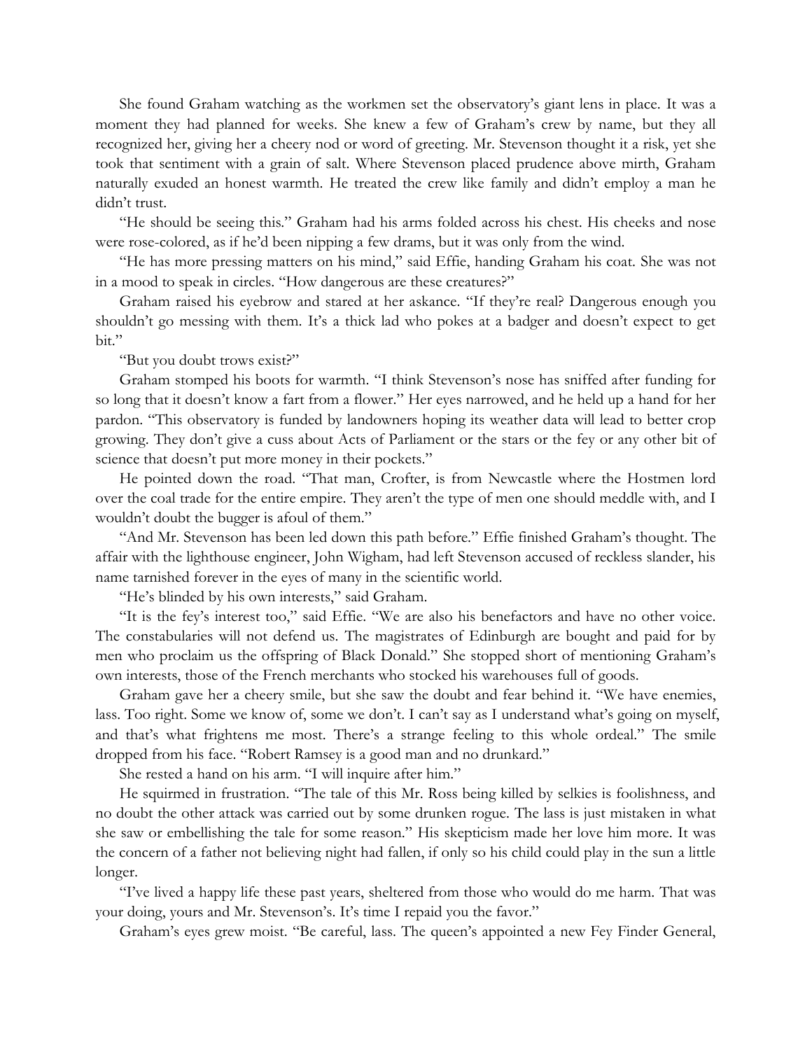She found Graham watching as the workmen set the observatory's giant lens in place. It was a moment they had planned for weeks. She knew a few of Graham's crew by name, but they all recognized her, giving her a cheery nod or word of greeting. Mr. Stevenson thought it a risk, yet she took that sentiment with a grain of salt. Where Stevenson placed prudence above mirth, Graham naturally exuded an honest warmth. He treated the crew like family and didn't employ a man he didn't trust.

"He should be seeing this." Graham had his arms folded across his chest. His cheeks and nose were rose-colored, as if he'd been nipping a few drams, but it was only from the wind.

"He has more pressing matters on his mind," said Effie, handing Graham his coat. She was not in a mood to speak in circles. "How dangerous are these creatures?"

Graham raised his eyebrow and stared at her askance. "If they're real? Dangerous enough you shouldn't go messing with them. It's a thick lad who pokes at a badger and doesn't expect to get bit."

"But you doubt trows exist?"

Graham stomped his boots for warmth. "I think Stevenson's nose has sniffed after funding for so long that it doesn't know a fart from a flower." Her eyes narrowed, and he held up a hand for her pardon. "This observatory is funded by landowners hoping its weather data will lead to better crop growing. They don't give a cuss about Acts of Parliament or the stars or the fey or any other bit of science that doesn't put more money in their pockets."

He pointed down the road. "That man, Crofter, is from Newcastle where the Hostmen lord over the coal trade for the entire empire. They aren't the type of men one should meddle with, and I wouldn't doubt the bugger is afoul of them."

"And Mr. Stevenson has been led down this path before." Effie finished Graham's thought. The affair with the lighthouse engineer, John Wigham, had left Stevenson accused of reckless slander, his name tarnished forever in the eyes of many in the scientific world.

"He's blinded by his own interests," said Graham.

"It is the fey's interest too," said Effie. "We are also his benefactors and have no other voice. The constabularies will not defend us. The magistrates of Edinburgh are bought and paid for by men who proclaim us the offspring of Black Donald." She stopped short of mentioning Graham's own interests, those of the French merchants who stocked his warehouses full of goods.

Graham gave her a cheery smile, but she saw the doubt and fear behind it. "We have enemies, lass. Too right. Some we know of, some we don't. I can't say as I understand what's going on myself, and that's what frightens me most. There's a strange feeling to this whole ordeal." The smile dropped from his face. "Robert Ramsey is a good man and no drunkard."

She rested a hand on his arm. "I will inquire after him."

He squirmed in frustration. "The tale of this Mr. Ross being killed by selkies is foolishness, and no doubt the other attack was carried out by some drunken rogue. The lass is just mistaken in what she saw or embellishing the tale for some reason." His skepticism made her love him more. It was the concern of a father not believing night had fallen, if only so his child could play in the sun a little longer.

"I've lived a happy life these past years, sheltered from those who would do me harm. That was your doing, yours and Mr. Stevenson's. It's time I repaid you the favor."

Graham's eyes grew moist. "Be careful, lass. The queen's appointed a new Fey Finder General,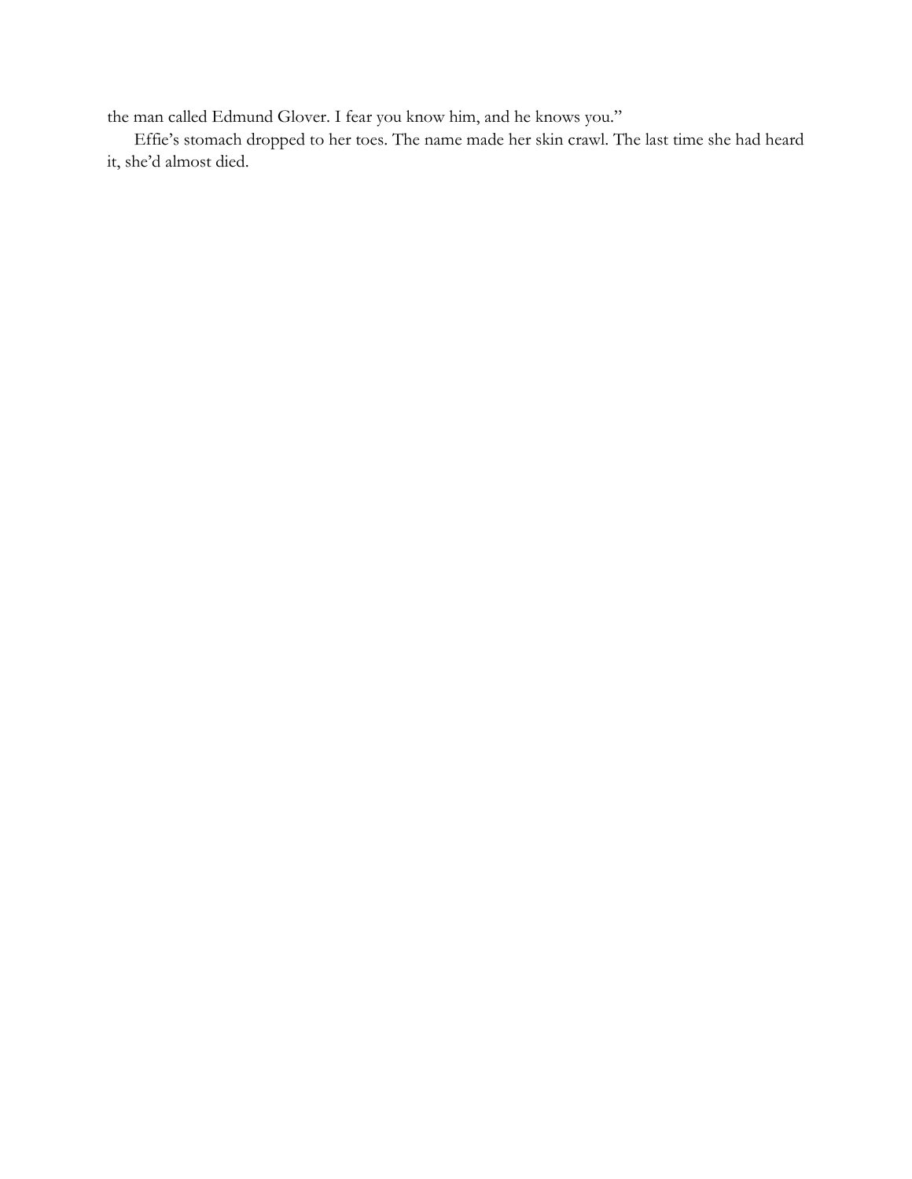the man called Edmund Glover. I fear you know him, and he knows you."

Effie's stomach dropped to her toes. The name made her skin crawl. The last time she had heard it, she'd almost died.